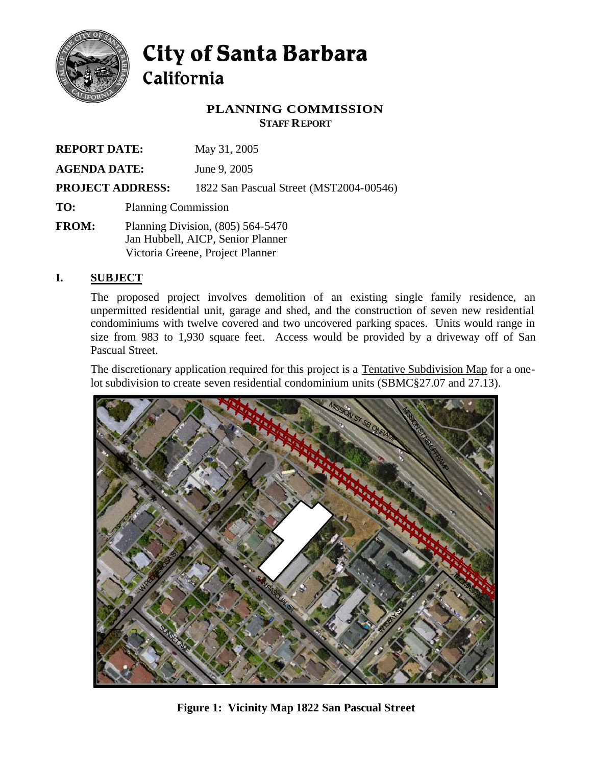# City of Santa Barbara
## California

**PLANNING COMMISSION**
**STAFF REPORT**

**REPORT DATE:** May 31, 2005

**AGENDA DATE:** June 9, 2005

**PROJECT ADDRESS:** 1822 San Pascual Street (MST2004-00546)

**TO:** Planning Commission

**FROM:** Planning Division, (805) 564-5470
Jan Hubbell, AICP, Senior Planner
Victoria Greene, Project Planner

## I. SUBJECT

The proposed project involves demolition of an existing single family residence, an unpermitted residential unit, garage and shed, and the construction of seven new residential condominiums with twelve covered and two uncovered parking spaces. Units would range in size from 983 to 1,930 square feet. Access would be provided by a driveway off of San Pascual Street.

The discretionary application required for this project is a Tentative Subdivision Map for a one-lot subdivision to create seven residential condominium units (SBMC§27.07 and 27.13).

**Figure 1: Vicinity Map 1822 San Pascual Street**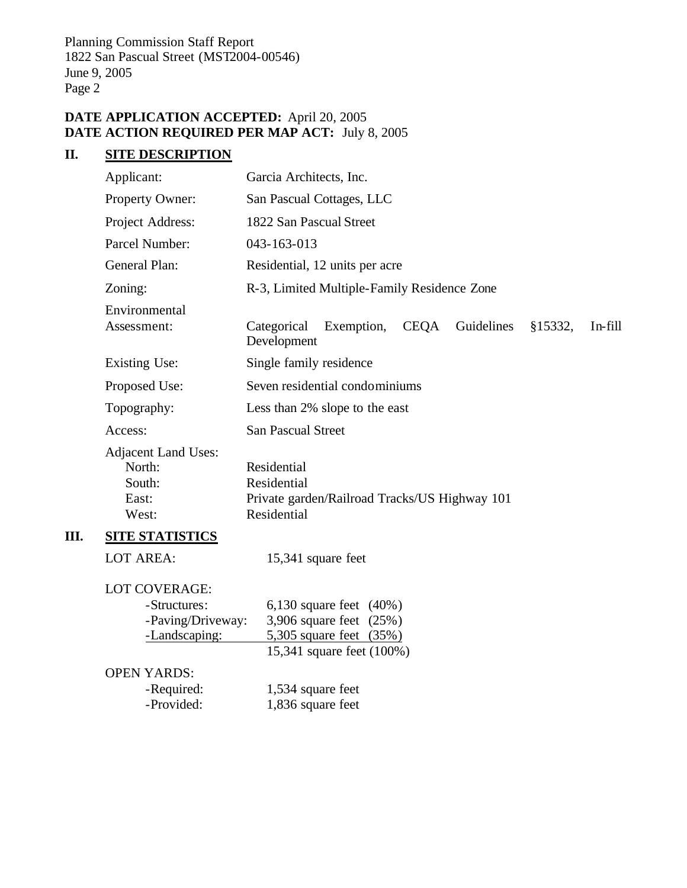**DATE APPLICATION ACCEPTED:** April 20, 2005
**DATE ACTION REQUIRED PER MAP ACT:** July 8, 2005

## II. SITE DESCRIPTION

| | |
|---|---|
| Applicant: | Garcia Architects, Inc. |
| Property Owner: | San Pascual Cottages, LLC |
| Project Address: | 1822 San Pascual Street |
| Parcel Number: | 043-163-013 |
| General Plan: | Residential, 12 units per acre |
| Zoning: | R-3, Limited Multiple-Family Residence Zone |
| Environmental Assessment: | Categorical Exemption, CEQA Guidelines §15332, In-fill Development |
| Existing Use: | Single family residence |
| Proposed Use: | Seven residential condominiums |
| Topography: | Less than 2% slope to the east |
| Access: | San Pascual Street |
| Adjacent Land Uses: | |
| North: | Residential |
| South: | Residential |
| East: | Private garden/Railroad Tracks/US Highway 101 |
| West: | Residential |

## III. SITE STATISTICS

LOT AREA: 15,341 square feet

LOT COVERAGE:

| | |
|---|---|
| -Structures: | 6,130 square feet (40%) |
| -Paving/Driveway: | 3,906 square feet (25%) |
| -Landscaping: | 5,305 square feet (35%) |
| | 15,341 square feet (100%) |

OPEN YARDS:

| | |
|---|---|
| -Required: | 1,534 square feet |
| -Provided: | 1,836 square feet |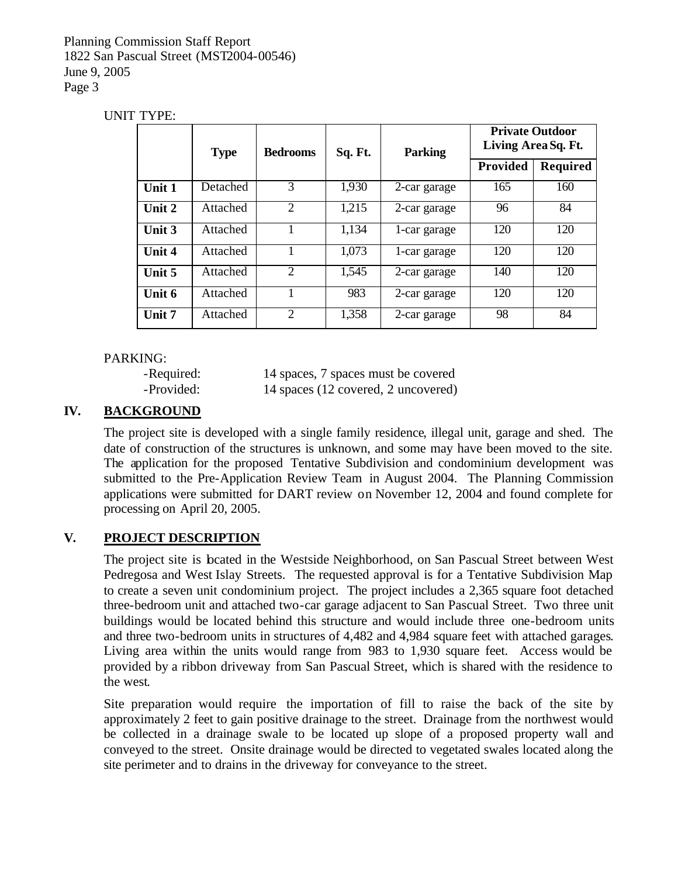UNIT TYPE:

| | Type | Bedrooms | Sq. Ft. | Parking | Private Outdoor Living Area Sq. Ft. | |
|---|---|---|---|---|---|---|
| | | | | | Provided | Required |
| **Unit 1** | Detached | 3 | 1,930 | 2-car garage | 165 | 160 |
| **Unit 2** | Attached | 2 | 1,215 | 2-car garage | 96 | 84 |
| **Unit 3** | Attached | 1 | 1,134 | 1-car garage | 120 | 120 |
| **Unit 4** | Attached | 1 | 1,073 | 1-car garage | 120 | 120 |
| **Unit 5** | Attached | 2 | 1,545 | 2-car garage | 140 | 120 |
| **Unit 6** | Attached | 1 | 983 | 2-car garage | 120 | 120 |
| **Unit 7** | Attached | 2 | 1,358 | 2-car garage | 98 | 84 |

PARKING:

- -Required: 14 spaces, 7 spaces must be covered
- -Provided: 14 spaces (12 covered, 2 uncovered)

## IV. BACKGROUND

The project site is developed with a single family residence, illegal unit, garage and shed. The date of construction of the structures is unknown, and some may have been moved to the site. The application for the proposed Tentative Subdivision and condominium development was submitted to the Pre-Application Review Team in August 2004. The Planning Commission applications were submitted for DART review on November 12, 2004 and found complete for processing on April 20, 2005.

## V. PROJECT DESCRIPTION

The project site is located in the Westside Neighborhood, on San Pascual Street between West Pedregosa and West Islay Streets. The requested approval is for a Tentative Subdivision Map to create a seven unit condominium project. The project includes a 2,365 square foot detached three-bedroom unit and attached two-car garage adjacent to San Pascual Street. Two three unit buildings would be located behind this structure and would include three one-bedroom units and three two-bedroom units in structures of 4,482 and 4,984 square feet with attached garages. Living area within the units would range from 983 to 1,930 square feet. Access would be provided by a ribbon driveway from San Pascual Street, which is shared with the residence to the west.

Site preparation would require the importation of fill to raise the back of the site by approximately 2 feet to gain positive drainage to the street. Drainage from the northwest would be collected in a drainage swale to be located up slope of a proposed property wall and conveyed to the street. Onsite drainage would be directed to vegetated swales located along the site perimeter and to drains in the driveway for conveyance to the street.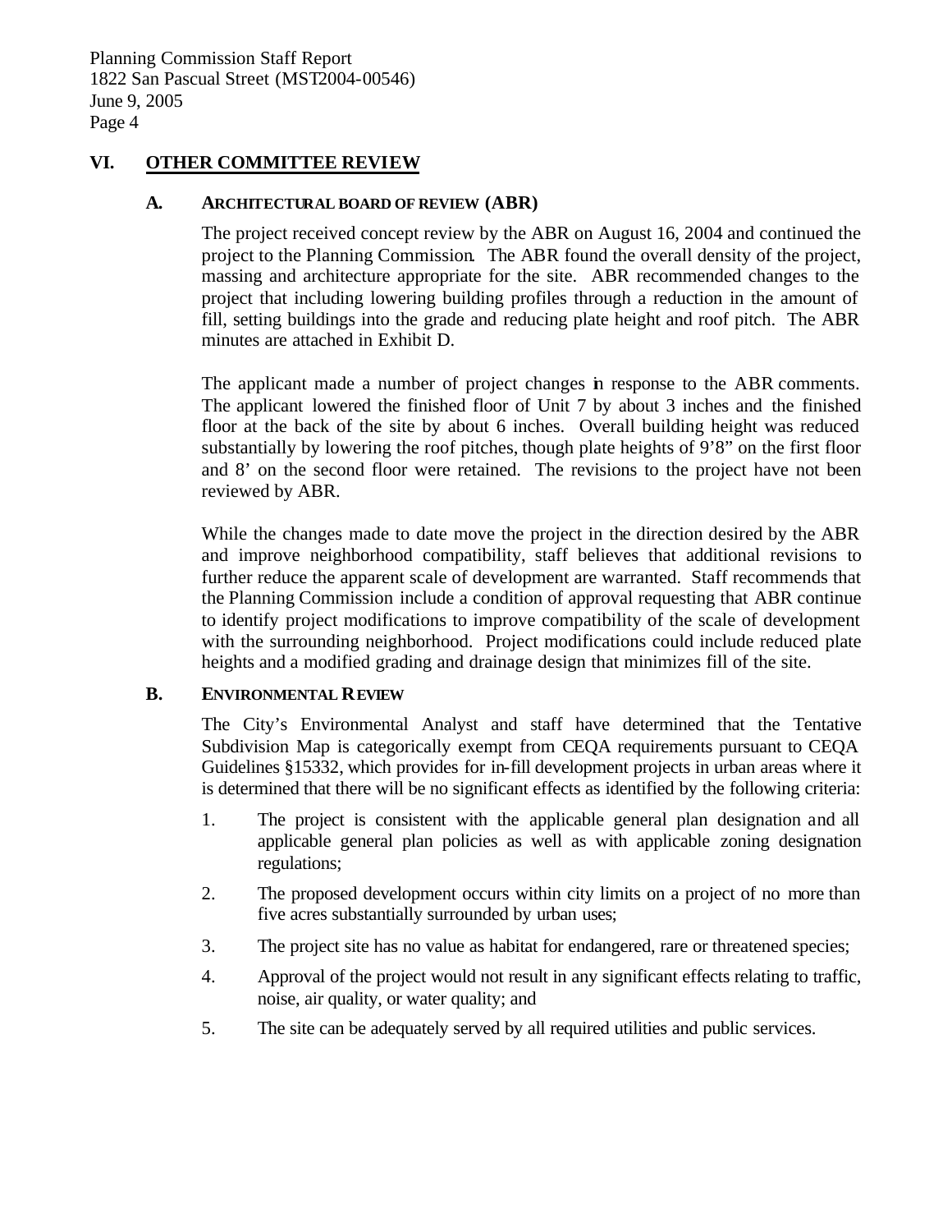## VI. OTHER COMMITTEE REVIEW

### A. ARCHITECTURAL BOARD OF REVIEW (ABR)

The project received concept review by the ABR on August 16, 2004 and continued the project to the Planning Commission. The ABR found the overall density of the project, massing and architecture appropriate for the site. ABR recommended changes to the project that including lowering building profiles through a reduction in the amount of fill, setting buildings into the grade and reducing plate height and roof pitch. The ABR minutes are attached in Exhibit D.

The applicant made a number of project changes in response to the ABR comments. The applicant lowered the finished floor of Unit 7 by about 3 inches and the finished floor at the back of the site by about 6 inches. Overall building height was reduced substantially by lowering the roof pitches, though plate heights of 9'8" on the first floor and 8' on the second floor were retained. The revisions to the project have not been reviewed by ABR.

While the changes made to date move the project in the direction desired by the ABR and improve neighborhood compatibility, staff believes that additional revisions to further reduce the apparent scale of development are warranted. Staff recommends that the Planning Commission include a condition of approval requesting that ABR continue to identify project modifications to improve compatibility of the scale of development with the surrounding neighborhood. Project modifications could include reduced plate heights and a modified grading and drainage design that minimizes fill of the site.

### B. ENVIRONMENTAL REVIEW

The City's Environmental Analyst and staff have determined that the Tentative Subdivision Map is categorically exempt from CEQA requirements pursuant to CEQA Guidelines §15332, which provides for in-fill development projects in urban areas where it is determined that there will be no significant effects as identified by the following criteria:

1. The project is consistent with the applicable general plan designation and all applicable general plan policies as well as with applicable zoning designation regulations;
2. The proposed development occurs within city limits on a project of no more than five acres substantially surrounded by urban uses;
3. The project site has no value as habitat for endangered, rare or threatened species;
4. Approval of the project would not result in any significant effects relating to traffic, noise, air quality, or water quality; and
5. The site can be adequately served by all required utilities and public services.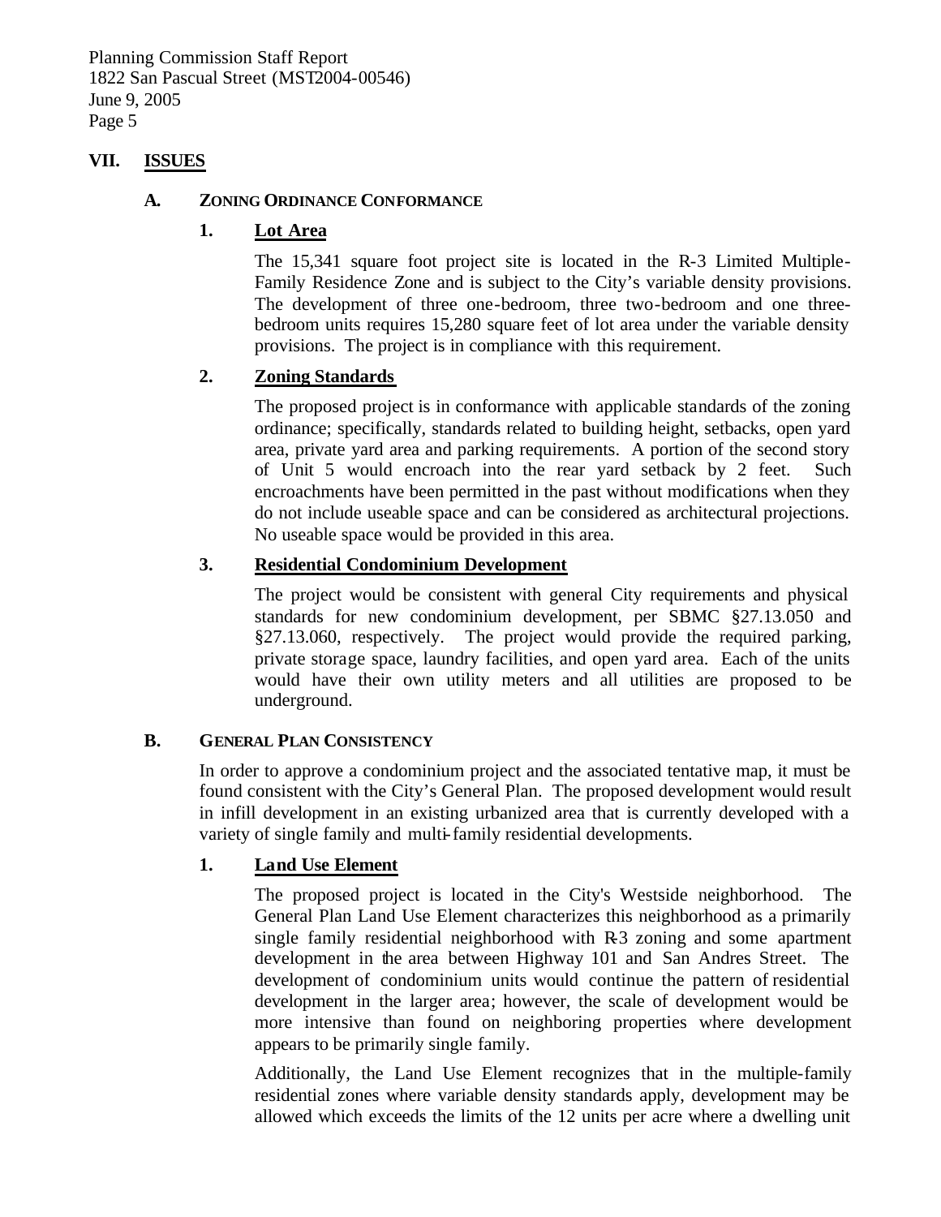## VII. ISSUES

### A. ZONING ORDINANCE CONFORMANCE

#### 1. Lot Area

The 15,341 square foot project site is located in the R-3 Limited Multiple-Family Residence Zone and is subject to the City's variable density provisions. The development of three one-bedroom, three two-bedroom and one three-bedroom units requires 15,280 square feet of lot area under the variable density provisions. The project is in compliance with this requirement.

#### 2. Zoning Standards

The proposed project is in conformance with applicable standards of the zoning ordinance; specifically, standards related to building height, setbacks, open yard area, private yard area and parking requirements. A portion of the second story of Unit 5 would encroach into the rear yard setback by 2 feet. Such encroachments have been permitted in the past without modifications when they do not include useable space and can be considered as architectural projections. No useable space would be provided in this area.

#### 3. Residential Condominium Development

The project would be consistent with general City requirements and physical standards for new condominium development, per SBMC §27.13.050 and §27.13.060, respectively. The project would provide the required parking, private storage space, laundry facilities, and open yard area. Each of the units would have their own utility meters and all utilities are proposed to be underground.

### B. GENERAL PLAN CONSISTENCY

In order to approve a condominium project and the associated tentative map, it must be found consistent with the City's General Plan. The proposed development would result in infill development in an existing urbanized area that is currently developed with a variety of single family and multi-family residential developments.

#### 1. Land Use Element

The proposed project is located in the City's Westside neighborhood. The General Plan Land Use Element characterizes this neighborhood as a primarily single family residential neighborhood with R-3 zoning and some apartment development in the area between Highway 101 and San Andres Street. The development of condominium units would continue the pattern of residential development in the larger area; however, the scale of development would be more intensive than found on neighboring properties where development appears to be primarily single family.

Additionally, the Land Use Element recognizes that in the multiple-family residential zones where variable density standards apply, development may be allowed which exceeds the limits of the 12 units per acre where a dwelling unit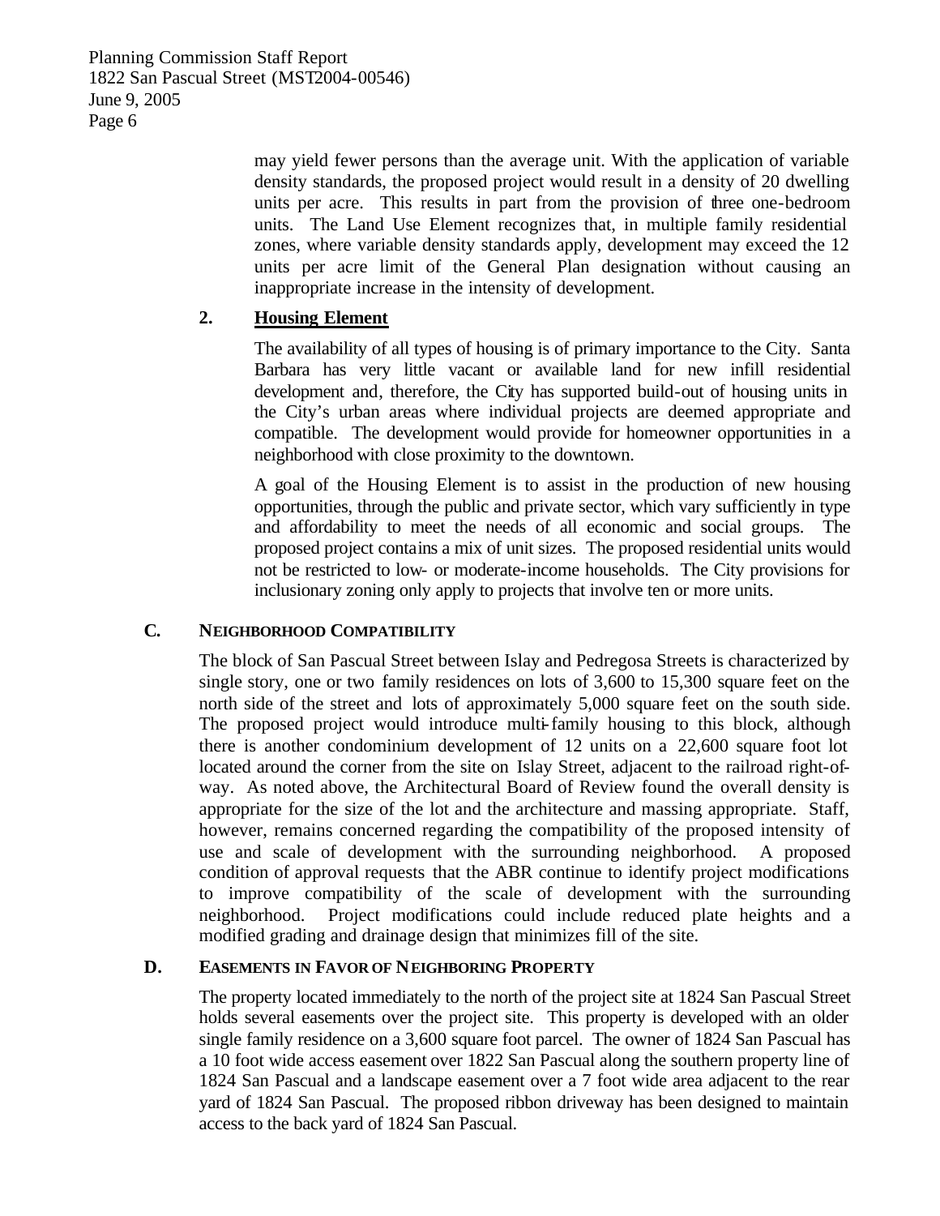may yield fewer persons than the average unit. With the application of variable density standards, the proposed project would result in a density of 20 dwelling units per acre. This results in part from the provision of three one-bedroom units. The Land Use Element recognizes that, in multiple family residential zones, where variable density standards apply, development may exceed the 12 units per acre limit of the General Plan designation without causing an inappropriate increase in the intensity of development.

### 2. Housing Element

The availability of all types of housing is of primary importance to the City. Santa Barbara has very little vacant or available land for new infill residential development and, therefore, the City has supported build-out of housing units in the City's urban areas where individual projects are deemed appropriate and compatible. The development would provide for homeowner opportunities in a neighborhood with close proximity to the downtown.

A goal of the Housing Element is to assist in the production of new housing opportunities, through the public and private sector, which vary sufficiently in type and affordability to meet the needs of all economic and social groups. The proposed project contains a mix of unit sizes. The proposed residential units would not be restricted to low- or moderate-income households. The City provisions for inclusionary zoning only apply to projects that involve ten or more units.

## C. Neighborhood Compatibility

The block of San Pascual Street between Islay and Pedregosa Streets is characterized by single story, one or two family residences on lots of 3,600 to 15,300 square feet on the north side of the street and lots of approximately 5,000 square feet on the south side. The proposed project would introduce multi-family housing to this block, although there is another condominium development of 12 units on a 22,600 square foot lot located around the corner from the site on Islay Street, adjacent to the railroad right-of-way. As noted above, the Architectural Board of Review found the overall density is appropriate for the size of the lot and the architecture and massing appropriate. Staff, however, remains concerned regarding the compatibility of the proposed intensity of use and scale of development with the surrounding neighborhood. A proposed condition of approval requests that the ABR continue to identify project modifications to improve compatibility of the scale of development with the surrounding neighborhood. Project modifications could include reduced plate heights and a modified grading and drainage design that minimizes fill of the site.

## D. Easements in Favor of Neighboring Property

The property located immediately to the north of the project site at 1824 San Pascual Street holds several easements over the project site. This property is developed with an older single family residence on a 3,600 square foot parcel. The owner of 1824 San Pascual has a 10 foot wide access easement over 1822 San Pascual along the southern property line of 1824 San Pascual and a landscape easement over a 7 foot wide area adjacent to the rear yard of 1824 San Pascual. The proposed ribbon driveway has been designed to maintain access to the back yard of 1824 San Pascual.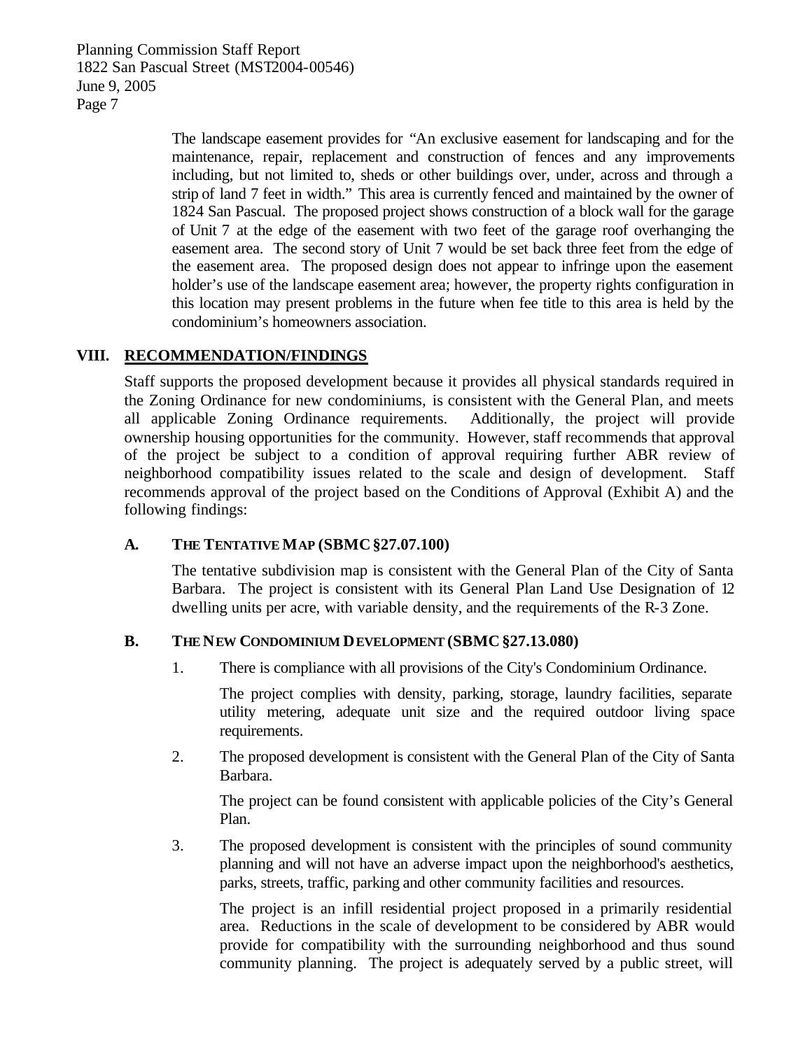The landscape easement provides for "An exclusive easement for landscaping and for the maintenance, repair, replacement and construction of fences and any improvements including, but not limited to, sheds or other buildings over, under, across and through a strip of land 7 feet in width." This area is currently fenced and maintained by the owner of 1824 San Pascual. The proposed project shows construction of a block wall for the garage of Unit 7 at the edge of the easement with two feet of the garage roof overhanging the easement area. The second story of Unit 7 would be set back three feet from the edge of the easement area. The proposed design does not appear to infringe upon the easement holder's use of the landscape easement area; however, the property rights configuration in this location may present problems in the future when fee title to this area is held by the condominium's homeowners association.

## VIII. RECOMMENDATION/FINDINGS

Staff supports the proposed development because it provides all physical standards required in the Zoning Ordinance for new condominiums, is consistent with the General Plan, and meets all applicable Zoning Ordinance requirements. Additionally, the project will provide ownership housing opportunities for the community. However, staff recommends that approval of the project be subject to a condition of approval requiring further ABR review of neighborhood compatibility issues related to the scale and design of development. Staff recommends approval of the project based on the Conditions of Approval (Exhibit A) and the following findings:

### A. THE TENTATIVE MAP (SBMC §27.07.100)

The tentative subdivision map is consistent with the General Plan of the City of Santa Barbara. The project is consistent with its General Plan Land Use Designation of 12 dwelling units per acre, with variable density, and the requirements of the R-3 Zone.

### B. THE NEW CONDOMINIUM DEVELOPMENT (SBMC §27.13.080)

1. There is compliance with all provisions of the City's Condominium Ordinance.

   The project complies with density, parking, storage, laundry facilities, separate utility metering, adequate unit size and the required outdoor living space requirements.

2. The proposed development is consistent with the General Plan of the City of Santa Barbara.

   The project can be found consistent with applicable policies of the City's General Plan.

3. The proposed development is consistent with the principles of sound community planning and will not have an adverse impact upon the neighborhood's aesthetics, parks, streets, traffic, parking and other community facilities and resources.

   The project is an infill residential project proposed in a primarily residential area. Reductions in the scale of development to be considered by ABR would provide for compatibility with the surrounding neighborhood and thus sound community planning. The project is adequately served by a public street, will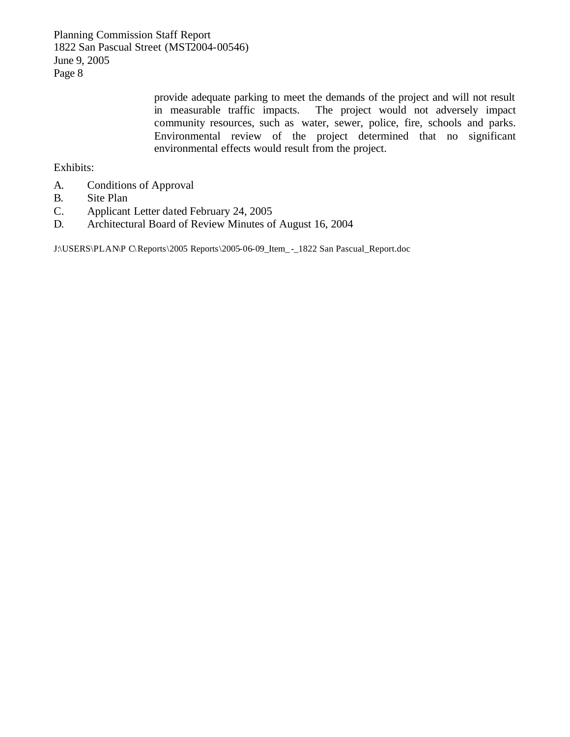provide adequate parking to meet the demands of the project and will not result in measurable traffic impacts. The project would not adversely impact community resources, such as water, sewer, police, fire, schools and parks. Environmental review of the project determined that no significant environmental effects would result from the project.

Exhibits:

A. Conditions of Approval
B. Site Plan
C. Applicant Letter dated February 24, 2005
D. Architectural Board of Review Minutes of August 16, 2004

J:\USERS\PLAN\P C\Reports\2005 Reports\2005-06-09_Item_-_1822 San Pascual_Report.doc